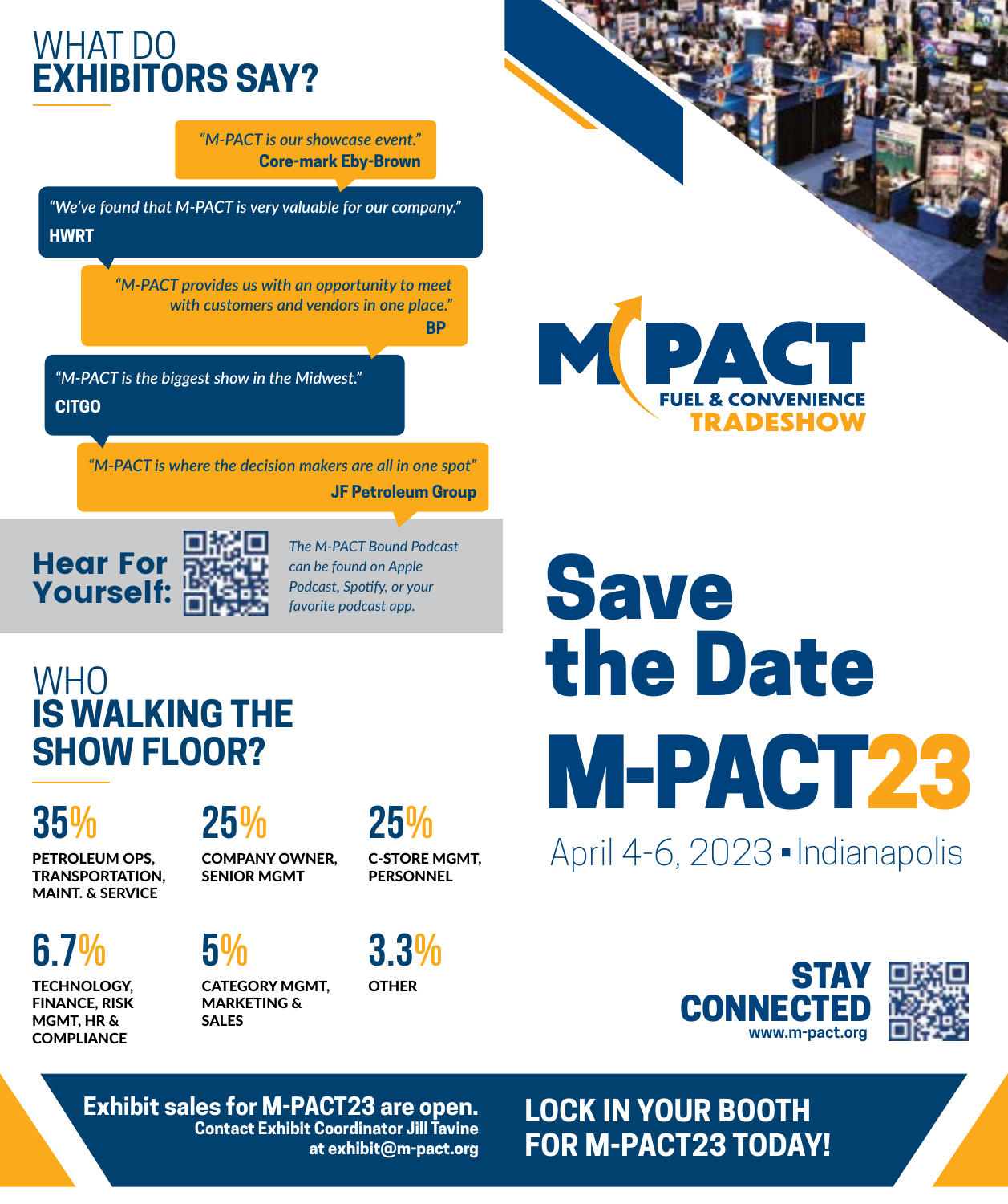# WHAT DO EXHIBITORS SAY?

*"M-PACT is our showcase event."*
**Core-mark Eby-Brown**

*"We've found that M-PACT is very valuable for our company."*
**HWRT**

*"M-PACT provides us with an opportunity to meet with customers and vendors in one place."*
**BP**

*"M-PACT is the biggest show in the Midwest."*
**CITGO**

*"M-PACT is where the decision makers are all in one spot"*
**JF Petroleum Group**

**Hear For Yourself:**

*The M-PACT Bound Podcast can be found on Apple Podcast, Spotify, or your favorite podcast app.*

# WHO IS WALKING THE SHOW FLOOR?

**35%** PETROLEUM OPS, TRANSPORTATION, MAINT. & SERVICE

**25%** COMPANY OWNER, SENIOR MGMT

**25%** C-STORE MGMT, PERSONNEL

**6.7%** TECHNOLOGY, FINANCE, RISK MGMT, HR & COMPLIANCE

**5%** CATEGORY MGMT, MARKETING & SALES

**3.3%** OTHER

M-PACT FUEL & CONVENIENCE TRADESHOW

# Save the Date M-PACT23

April 4-6, 2023 ▪ Indianapolis

**STAY CONNECTED**
www.m-pact.org

**Exhibit sales for M-PACT23 are open.**
**Contact Exhibit Coordinator Jill Tavine at exhibit@m-pact.org**

**LOCK IN YOUR BOOTH FOR M-PACT23 TODAY!**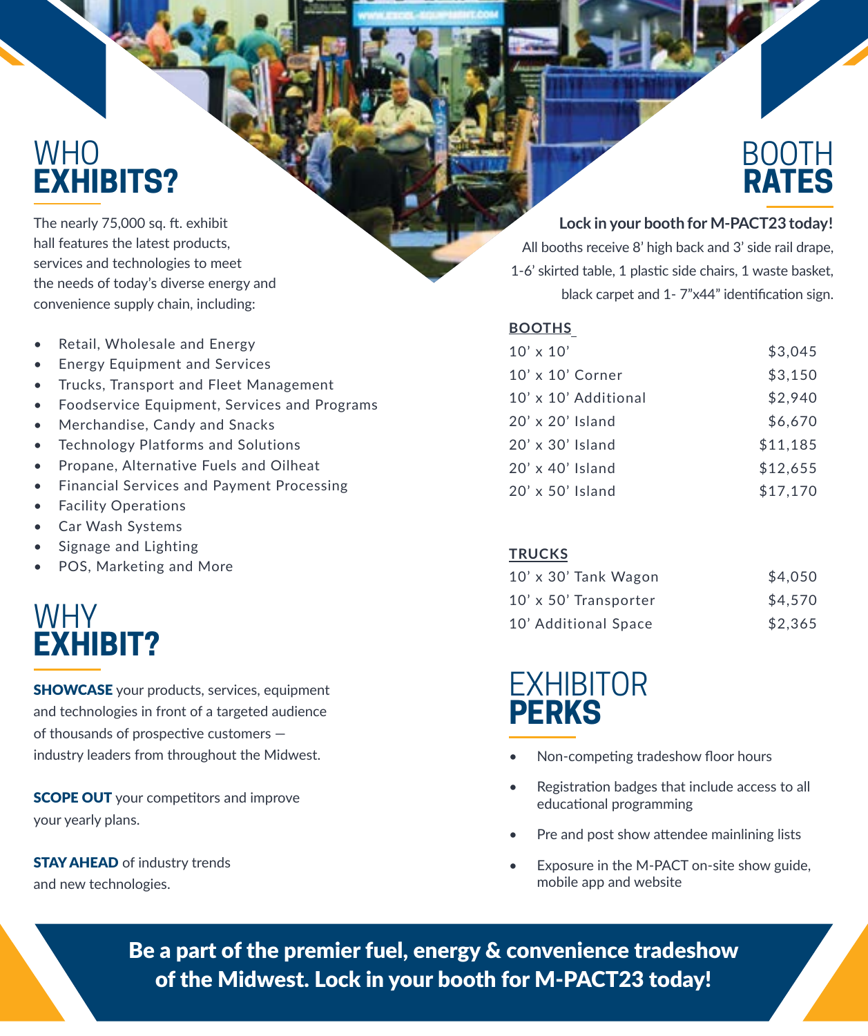## WHO **EXHIBITS?**

The nearly 75,000 sq. ft. exhibit hall features the latest products, services and technologies to meet the needs of today's diverse energy and convenience supply chain, including:

- Retail, Wholesale and Energy
- Energy Equipment and Services
- Trucks, Transport and Fleet Management
- Foodservice Equipment, Services and Programs
- Merchandise, Candy and Snacks
- Technology Platforms and Solutions
- Propane, Alternative Fuels and Oilheat
- Financial Services and Payment Processing
- Facility Operations
- Car Wash Systems
- Signage and Lighting
- POS, Marketing and More

## WHY **EXHIBIT?**

**SHOWCASE** your products, services, equipment and technologies in front of a targeted audience of thousands of prospective customers — industry leaders from throughout the Midwest.

**SCOPE OUT** your competitors and improve your yearly plans.

**STAY AHEAD** of industry trends and new technologies.

## BOOTH **RATES**

**Lock in your booth for M-PACT23 today!**

All booths receive 8' high back and 3' side rail drape, 1-6' skirted table, 1 plastic side chairs, 1 waste basket, black carpet and 1- 7"x44" identification sign.

| **BOOTHS** | |
|---|---|
| 10' x 10' | $3,045 |
| 10' x 10' Corner | $3,150 |
| 10' x 10' Additional | $2,940 |
| 20' x 20' Island | $6,670 |
| 20' x 30' Island | $11,185 |
| 20' x 40' Island | $12,655 |
| 20' x 50' Island | $17,170 |

| **TRUCKS** | |
|---|---|
| 10' x 30' Tank Wagon | $4,050 |
| 10' x 50' Transporter | $4,570 |
| 10' Additional Space | $2,365 |

## EXHIBITOR **PERKS**

- Non-competing tradeshow floor hours
- Registration badges that include access to all educational programming
- Pre and post show attendee mainlining lists
- Exposure in the M-PACT on-site show guide, mobile app and website

**Be a part of the premier fuel, energy & convenience tradeshow of the Midwest. Lock in your booth for M-PACT23 today!**